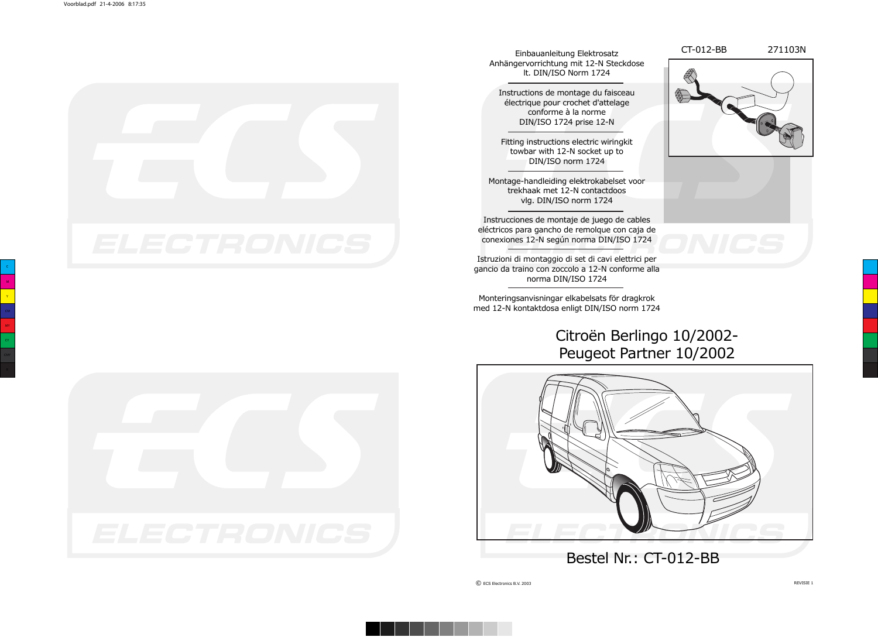CT-012-BB 271103N

Einbauanleitung Elektrosatz
Anhängervorrichtung mit 12-N Steckdose
lt. DIN/ISO Norm 1724

Instructions de montage du faisceau
électrique pour crochet d'attelage
conforme à la norme
DIN/ISO 1724 prise 12-N

Fitting instructions electric wiringkit
towbar with 12-N socket up to
DIN/ISO norm 1724

Montage-handleiding elektrokabelset voor
trekhaak met 12-N contactdoos
vlg. DIN/ISO norm 1724

Instrucciones de montaje de juego de cables
eléctricos para gancho de remolque con caja de
conexiones 12-N según norma DIN/ISO 1724

Istruzioni di montaggio di set di cavi elettrici per
gancio da traino con zoccolo a 12-N conforme alla
norma DIN/ISO 1724

Monteringsanvisningar elkabelsats för dragkrok
med 12-N kontaktdosa enligt DIN/ISO norm 1724

# Citroën Berlingo 10/2002-
# Peugeot Partner 10/2002

## Bestel Nr.: CT-012-BB

© ECS Electronics B.V. 2003

REVISIE 1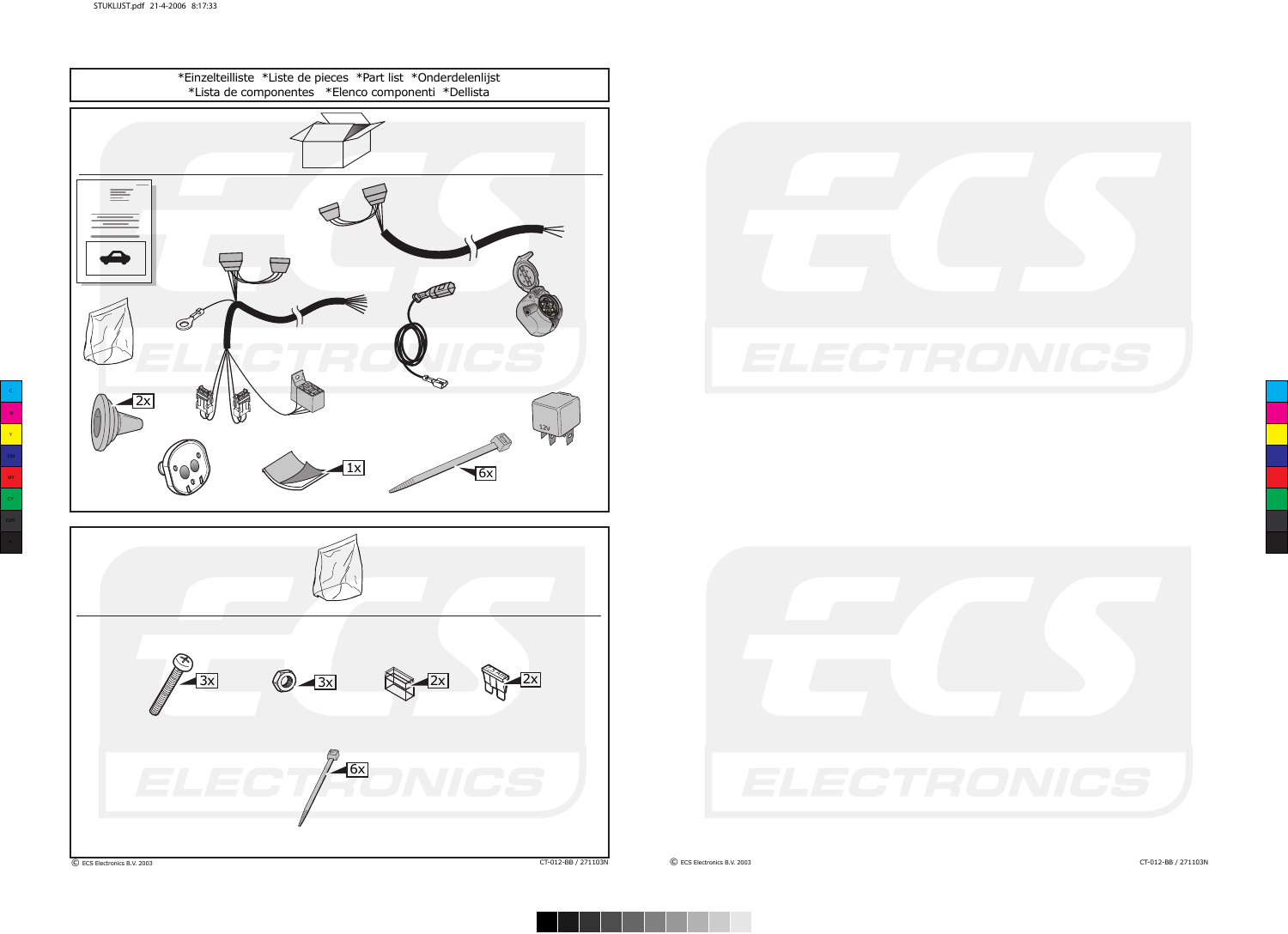*Einzelteilliste *Liste de pieces *Part list *Onderdelenlijst
*Lista de componentes *Elenco componenti *Dellista

2x

1x

6x

12V

3x

3x

2x

2x

6x

© ECS Electronics B.V. 2003

CT-012-BB / 271103N

© ECS Electronics B.V. 2003

CT-012-BB / 271103N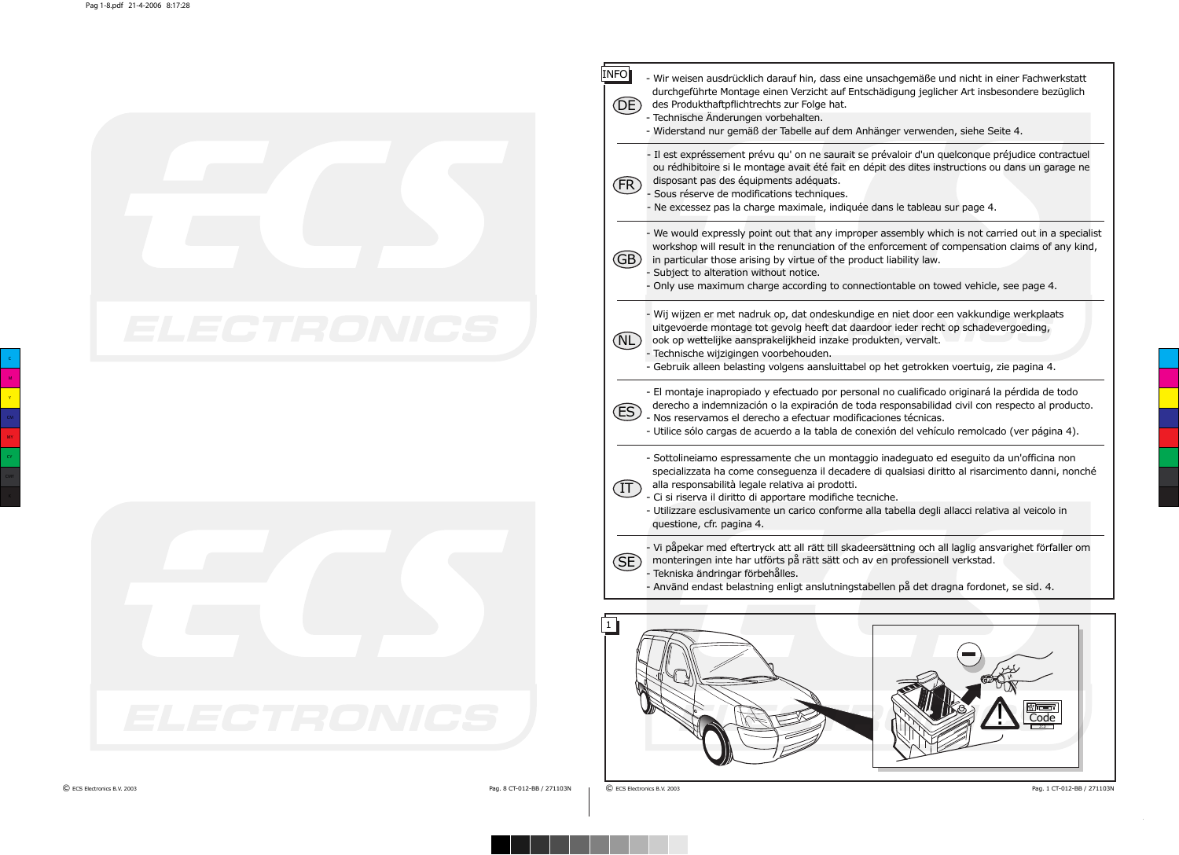## INFO

**DE**

- Wir weisen ausdrücklich darauf hin, dass eine unsachgemäße und nicht in einer Fachwerkstatt durchgeführte Montage einen Verzicht auf Entschädigung jeglicher Art insbesondere bezüglich des Produkthaftpflichtrechts zur Folge hat.
- Technische Änderungen vorbehalten.
- Widerstand nur gemäß der Tabelle auf dem Anhänger verwenden, siehe Seite 4.

**FR**

- Il est expréssement prévu qu' on ne saurait se prévaloir d'un quelconque préjudice contractuel ou rédhibitoire si le montage avait été fait en dépit des dites instructions ou dans un garage ne disposant pas des équipments adéquats.
- Sous réserve de modifications techniques.
- Ne excessez pas la charge maximale, indiquée dans le tableau sur page 4.

**GB**

- We would expressly point out that any improper assembly which is not carried out in a specialist workshop will result in the renunciation of the enforcement of compensation claims of any kind, in particular those arising by virtue of the product liability law.
- Subject to alteration without notice.
- Only use maximum charge according to connectiontable on towed vehicle, see page 4.

**NL**

- Wij wijzen er met nadruk op, dat ondeskundige en niet door een vakkundige werkplaats uitgevoerde montage tot gevolg heeft dat daardoor ieder recht op schadevergoeding, ook op wettelijke aansprakelijkheid inzake produkten, vervalt.
- Technische wijzigingen voorbehouden.
- Gebruik alleen belasting volgens aansluittabel op het getrokken voertuig, zie pagina 4.

**ES**

- El montaje inapropiado y efectuado por personal no cualificado originará la pérdida de todo derecho a indemnización o la expiración de toda responsabilidad civil con respecto al producto.
- Nos reservamos el derecho a efectuar modificaciones técnicas.
- Utilice sólo cargas de acuerdo a la tabla de conexión del vehículo remolcado (ver página 4).

**IT**

- Sottolineiamo espressamente che un montaggio inadeguato ed eseguito da un'officina non specializzata ha come conseguenza il decadere di qualsiasi diritto al risarcimento danni, nonché alla responsabilità legale relativa ai prodotti.
- Ci si riserva il diritto di apportare modifiche tecniche.
- Utilizzare esclusivamente un carico conforme alla tabella degli allacci relativa al veicolo in questione, cfr. pagina 4.

**SE**

- Vi påpekar med eftertryck att all rätt till skadeersättning och all laglig ansvarighet förfaller om monteringen inte har utförts på rätt sätt och av en professionell verkstad.
- Tekniska ändringar förbehålles.
- Använd endast belastning enligt anslutningstabellen på det dragna fordonet, se sid. 4.

**1**

Code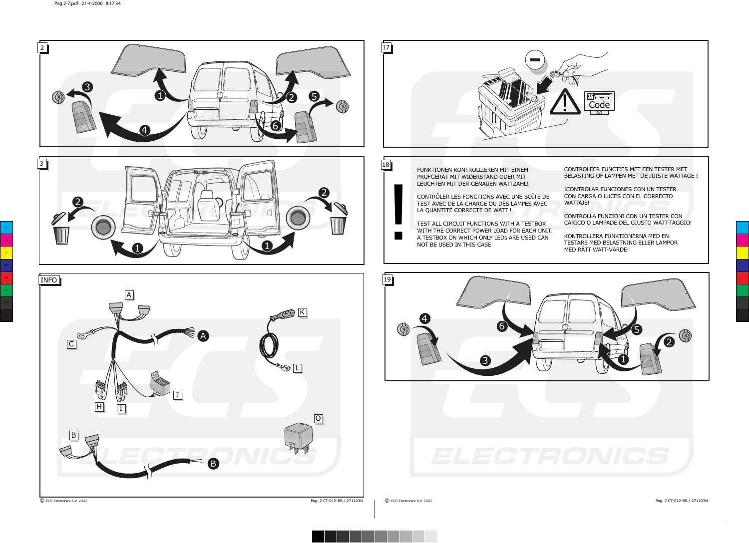2

3

INFO

A

B

C

H

I

J

K

L

O

17

Code

18

FUNKTIONEN KONTROLLIEREN MIT EINEM PRÜFGERÄT MIT WIDERSTAND ODER MIT LEUCHTEN MIT DER GENAUEN WATTZAHL!

CONTRÔLER LES FONCTIONS AVEC UNE BOÎTE DE TEST AVEC DE LA CHARGE OU DES LAMPES AVEC LA QUANTITÉ CORRECTE DE WATT !

TEST ALL CIRCUIT FUNCTIONS WITH A TESTBOX WITH THE CORRECT POWER LOAD FOR EACH UNIT. A TESTBOX ON WHICH ONLY LEDs ARE USED CAN NOT BE USED IN THIS CASE

CONTROLEER FUNCTIES MET EEN TESTER MET BELASTING OF LAMPEN MET DE JUISTE WATTAGE !

¡CONTROLAR FUNCIONES CON UN TESTER CON CARGA O LUCES CON EL CORRECTO WATTAJE!

CONTROLLA FUNZIONI CON UN TESTER CON CARICO O LAMPADE DEL GIUSTO WATT-TAGGIO!

KONTROLLERA FUNKTIONERNA MED EN TESTARE MED BELASTNING ELLER LAMPOR MED RÄTT WATT-VÄRDE!

19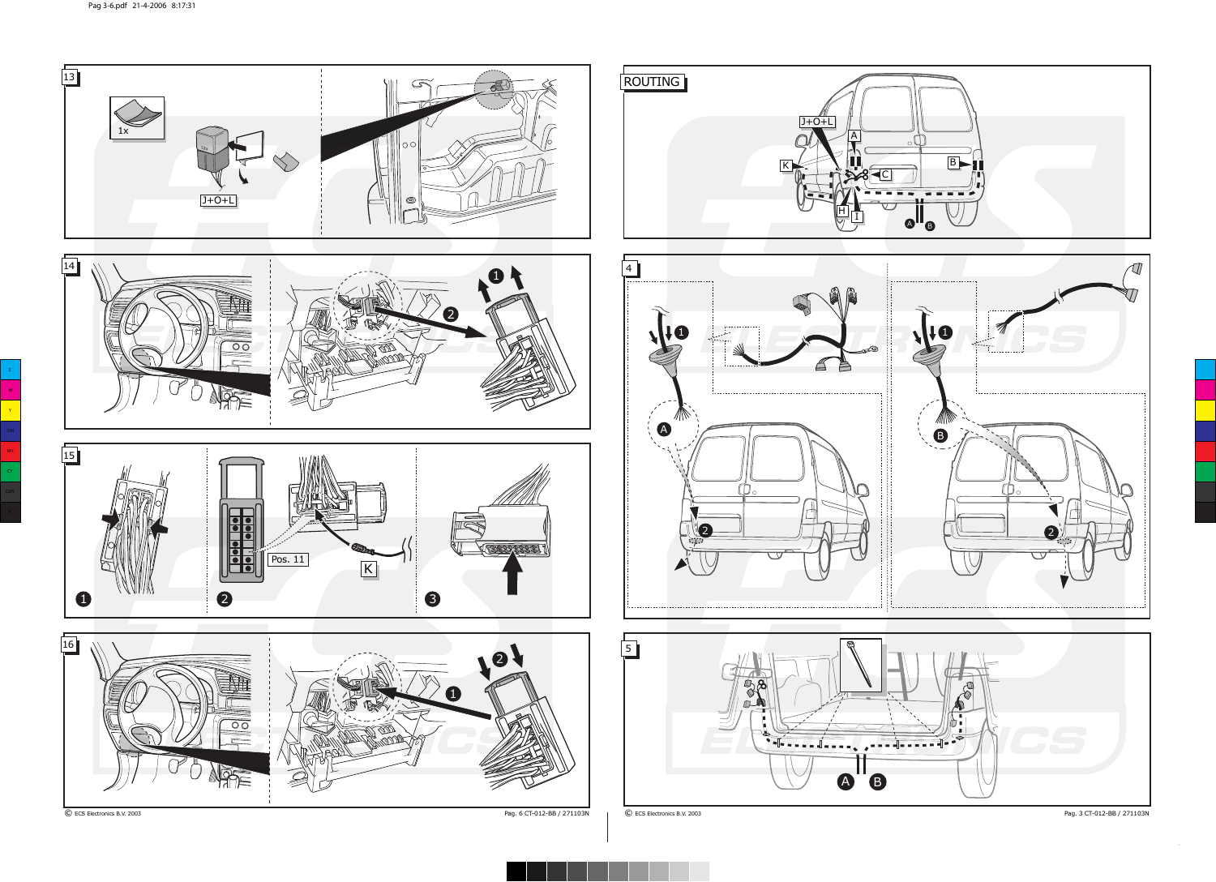13

1x

J+O+L

14

15

Pos. 11

K

16

ROUTING

J+O+L

A

K

C

B

H

I

4

5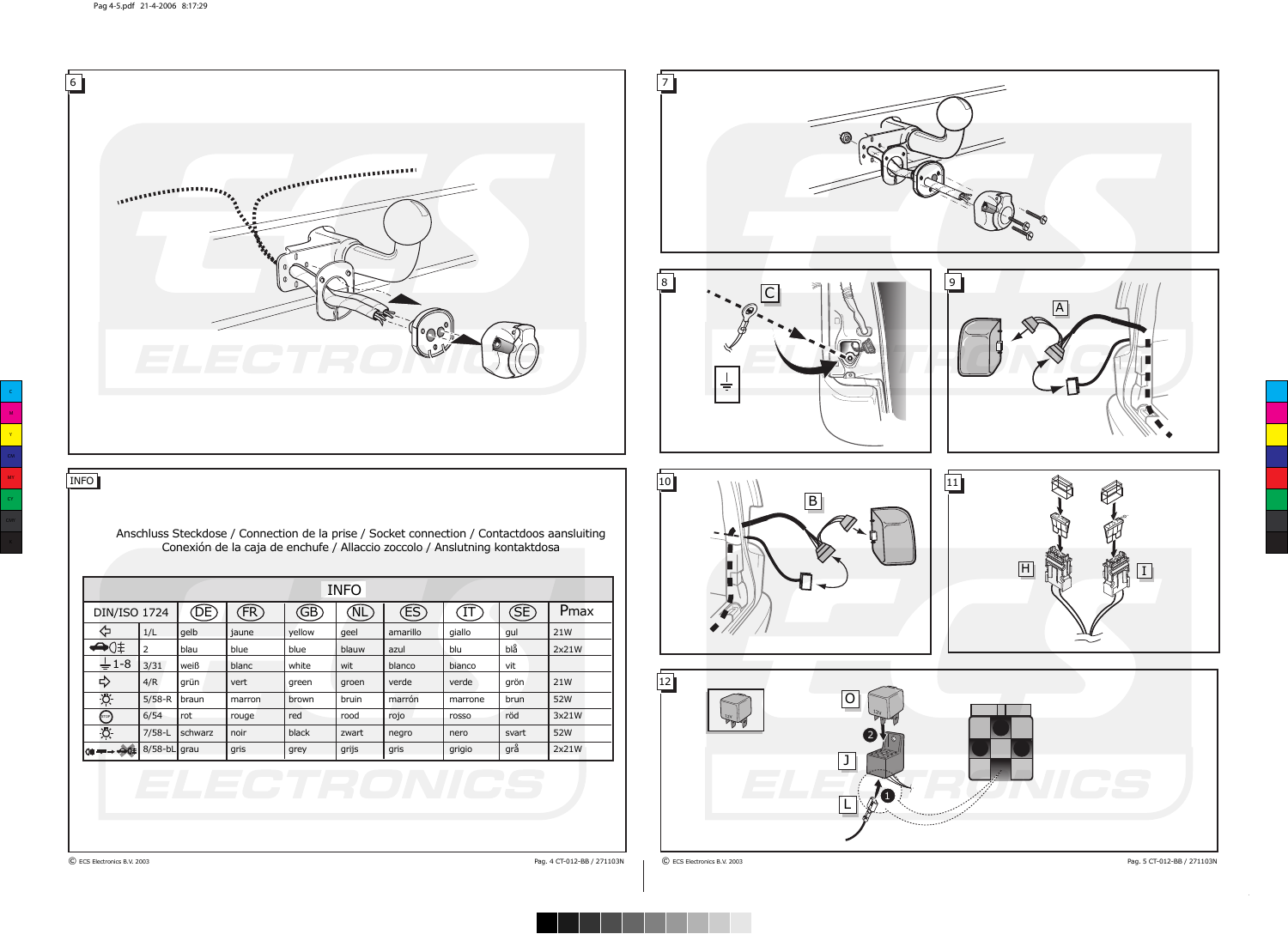6

7

8

C

9

A

INFO

Anschluss Steckdose / Connection de la prise / Socket connection / Contactdoos aansluiting
Conexión de la caja de enchufe / Allaccio zoccolo / Anslutning kontaktdosa

10

B

11

H

I

| INFO | | | | | | | | | |
|---|---|---|---|---|---|---|---|---|---|
| DIN/ISO 1724 | | DE | FR | GB | NL | ES | IT | SE | Pmax |
| | 1/L | gelb | jaune | yellow | geel | amarillo | giallo | gul | 21W |
| | 2 | blau | blue | blue | blauw | azul | blu | blå | 2x21W |
| 1-8 | 3/31 | weiß | blanc | white | wit | blanco | bianco | vit | |
| | 4/R | grün | vert | green | groen | verde | verde | grön | 21W |
| | 5/58-R | braun | marron | brown | bruin | marrón | marrone | brun | 52W |
| STOP | 6/54 | rot | rouge | red | rood | rojo | rosso | röd | 3x21W |
| | 7/58-L | schwarz | noir | black | zwart | negro | nero | svart | 52W |
| | 8/58-bL | grau | gris | grey | grijs | gris | grigio | grå | 2x21W |

12

O

2

J

L

1

© ECS Electronics B.V. 2003 Pag. 4 CT-012-BB / 271103N

© ECS Electronics B.V. 2003 Pag. 5 CT-012-BB / 271103N